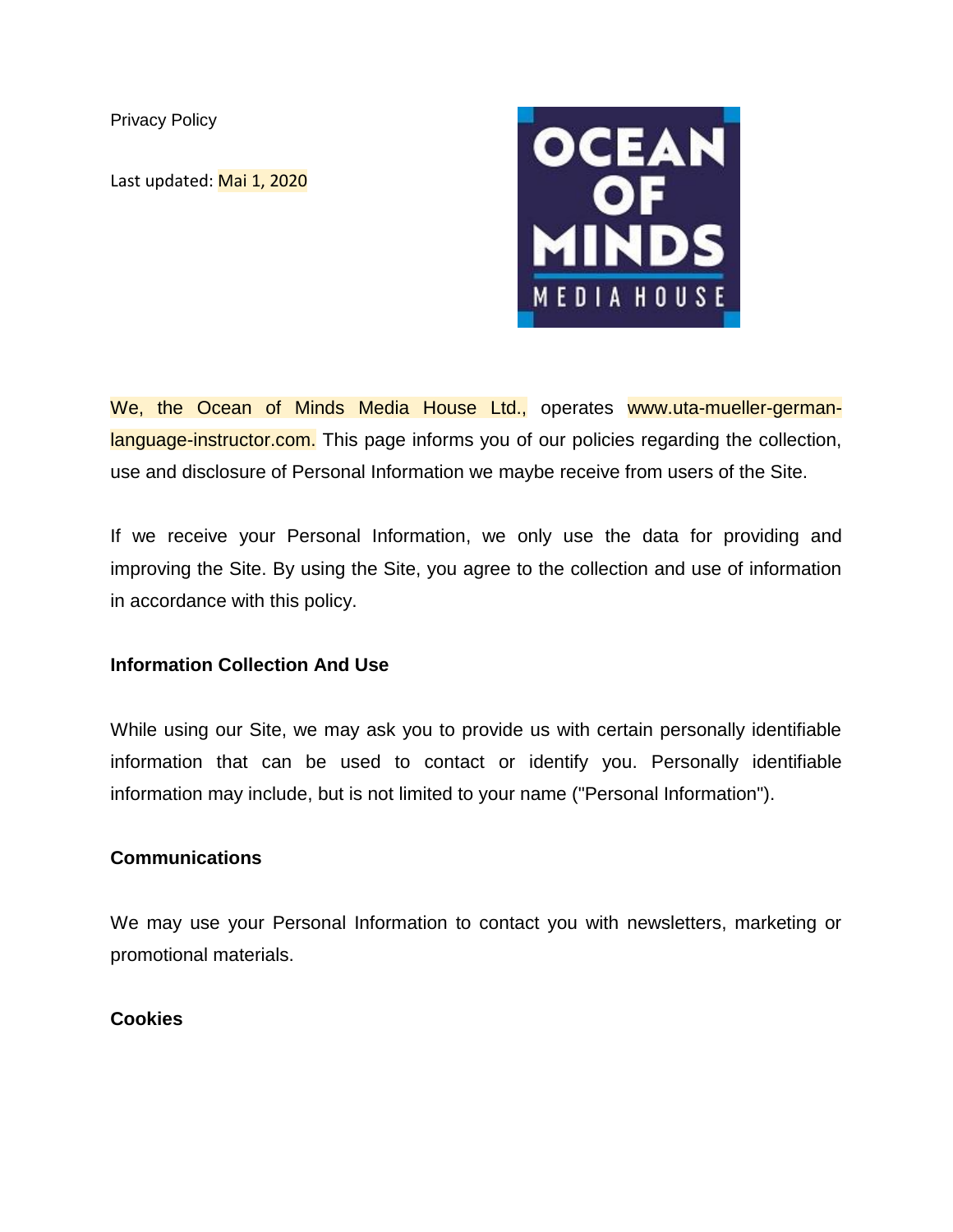Privacy Policy

Last updated: Mai 1, 2020

We, the Ocean of Minds Media House Ltd., operates www.uta-mueller-german-language-instructor.com. This page informs you of our policies regarding the collection, use and disclosure of Personal Information we maybe receive from users of the Site.

If we receive your Personal Information, we only use the data for providing and improving the Site. By using the Site, you agree to the collection and use of information in accordance with this policy.

**Information Collection And Use**

While using our Site, we may ask you to provide us with certain personally identifiable information that can be used to contact or identify you. Personally identifiable information may include, but is not limited to your name ("Personal Information").

**Communications**

We may use your Personal Information to contact you with newsletters, marketing or promotional materials.

**Cookies**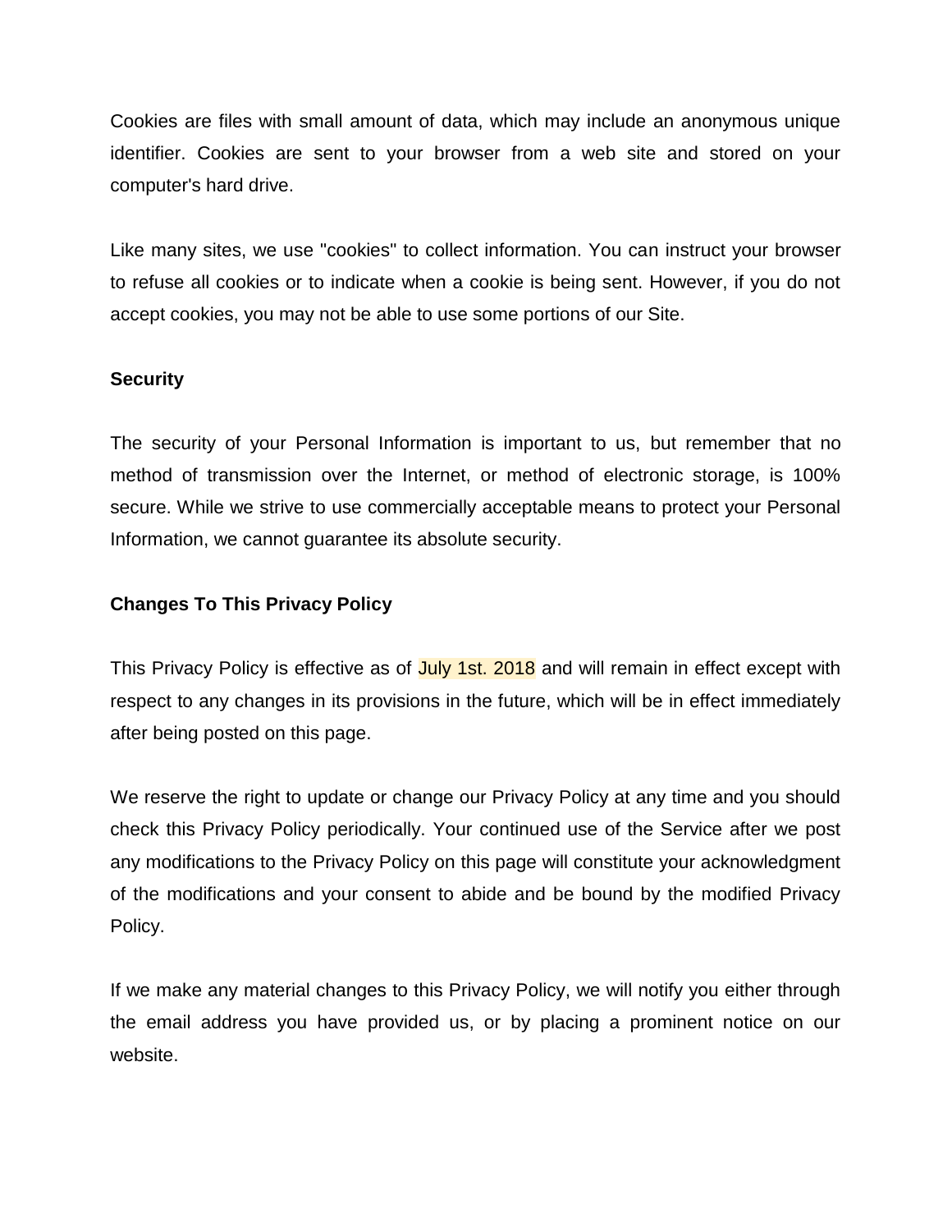Cookies are files with small amount of data, which may include an anonymous unique identifier. Cookies are sent to your browser from a web site and stored on your computer's hard drive.

Like many sites, we use "cookies" to collect information. You can instruct your browser to refuse all cookies or to indicate when a cookie is being sent. However, if you do not accept cookies, you may not be able to use some portions of our Site.

**Security**

The security of your Personal Information is important to us, but remember that no method of transmission over the Internet, or method of electronic storage, is 100% secure. While we strive to use commercially acceptable means to protect your Personal Information, we cannot guarantee its absolute security.

**Changes To This Privacy Policy**

This Privacy Policy is effective as of July 1st. 2018 and will remain in effect except with respect to any changes in its provisions in the future, which will be in effect immediately after being posted on this page.

We reserve the right to update or change our Privacy Policy at any time and you should check this Privacy Policy periodically. Your continued use of the Service after we post any modifications to the Privacy Policy on this page will constitute your acknowledgment of the modifications and your consent to abide and be bound by the modified Privacy Policy.

If we make any material changes to this Privacy Policy, we will notify you either through the email address you have provided us, or by placing a prominent notice on our website.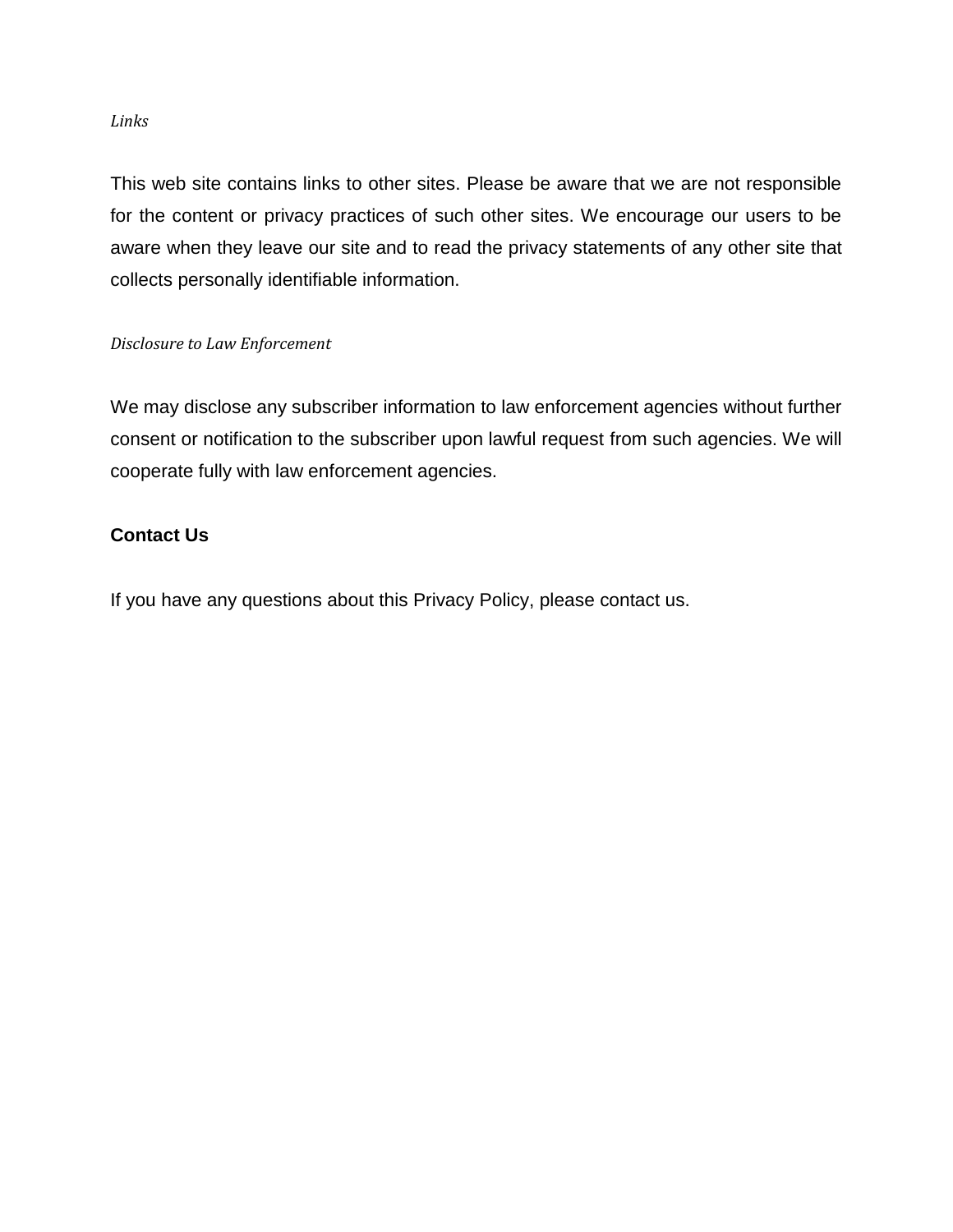*Links*

This web site contains links to other sites. Please be aware that we are not responsible for the content or privacy practices of such other sites. We encourage our users to be aware when they leave our site and to read the privacy statements of any other site that collects personally identifiable information.

*Disclosure to Law Enforcement*

We may disclose any subscriber information to law enforcement agencies without further consent or notification to the subscriber upon lawful request from such agencies. We will cooperate fully with law enforcement agencies.

**Contact Us**

If you have any questions about this Privacy Policy, please contact us.